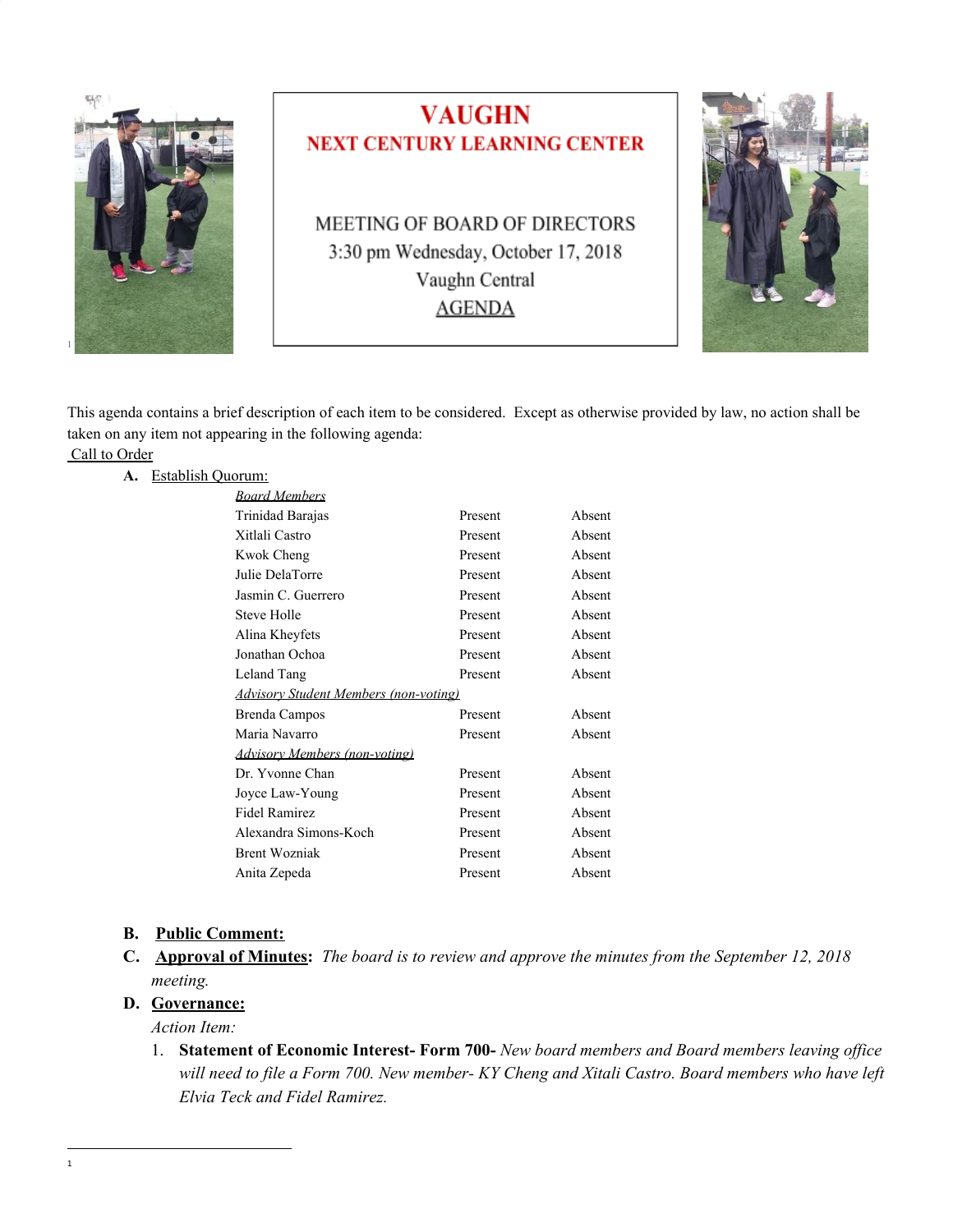# VAUGHN
## NEXT CENTURY LEARNING CENTER

MEETING OF BOARD OF DIRECTORS
3:30 pm Wednesday, October 17, 2018
Vaughn Central
AGENDA

This agenda contains a brief description of each item to be considered. Except as otherwise provided by law, no action shall be taken on any item not appearing in the following agenda:

Call to Order

**A.** Establish Quorum:

| *Board Members* | | |
|---|---|---|
| Trinidad Barajas | Present | Absent |
| Xitlali Castro | Present | Absent |
| Kwok Cheng | Present | Absent |
| Julie DelaTorre | Present | Absent |
| Jasmin C. Guerrero | Present | Absent |
| Steve Holle | Present | Absent |
| Alina Kheyfets | Present | Absent |
| Jonathan Ochoa | Present | Absent |
| Leland Tang | Present | Absent |
| *Advisory Student Members (non-voting)* | | |
| Brenda Campos | Present | Absent |
| Maria Navarro | Present | Absent |
| *Advisory Members (non-voting)* | | |
| Dr. Yvonne Chan | Present | Absent |
| Joyce Law-Young | Present | Absent |
| Fidel Ramirez | Present | Absent |
| Alexandra Simons-Koch | Present | Absent |
| Brent Wozniak | Present | Absent |
| Anita Zepeda | Present | Absent |

**B. Public Comment:**

**C. Approval of Minutes:** *The board is to review and approve the minutes from the September 12, 2018 meeting.*

**D. Governance:**

*Action Item:*

1. **Statement of Economic Interest- Form 700-** *New board members and Board members leaving office will need to file a Form 700. New member- KY Cheng and Xitali Castro. Board members who have left Elvia Teck and Fidel Ramirez.*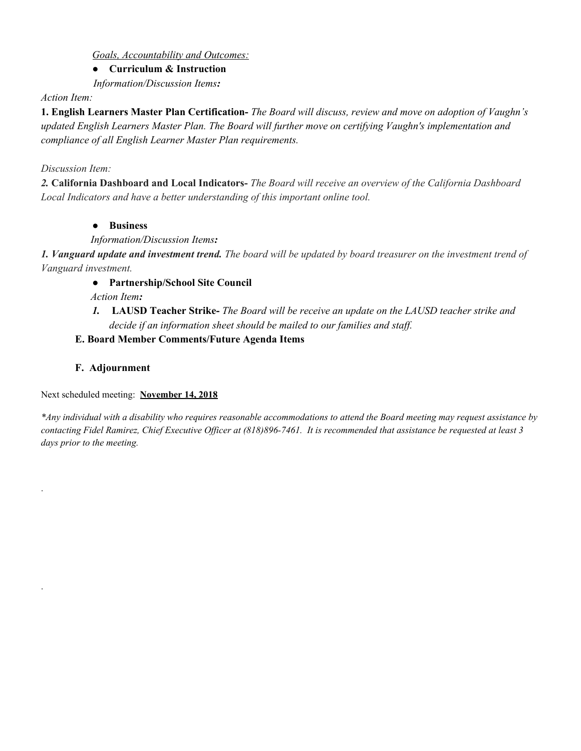*Goals, Accountability and Outcomes:*

- **Curriculum & Instruction**

*Information/Discussion Items:*

*Action Item:*

**1. English Learners Master Plan Certification-** *The Board will discuss, review and move on adoption of Vaughn's updated English Learners Master Plan. The Board will further move on certifying Vaughn's implementation and compliance of all English Learner Master Plan requirements.*

*Discussion Item:*

***2.*** **California Dashboard and Local Indicators-** *The Board will receive an overview of the California Dashboard Local Indicators and have a better understanding of this important online tool.*

- **Business**

*Information/Discussion Items:*

***1. Vanguard update and investment trend.*** *The board will be updated by board treasurer on the investment trend of Vanguard investment.*

- **Partnership/School Site Council**

*Action Item:*

1. **LAUSD Teacher Strike-** *The Board will be receive an update on the LAUSD teacher strike and decide if an information sheet should be mailed to our families and staff.*

**E. Board Member Comments/Future Agenda Items**

**F. Adjournment**

Next scheduled meeting: **November 14, 2018**

*\*Any individual with a disability who requires reasonable accommodations to attend the Board meeting may request assistance by contacting Fidel Ramirez, Chief Executive Officer at (818)896-7461. It is recommended that assistance be requested at least 3 days prior to the meeting.*

.

.